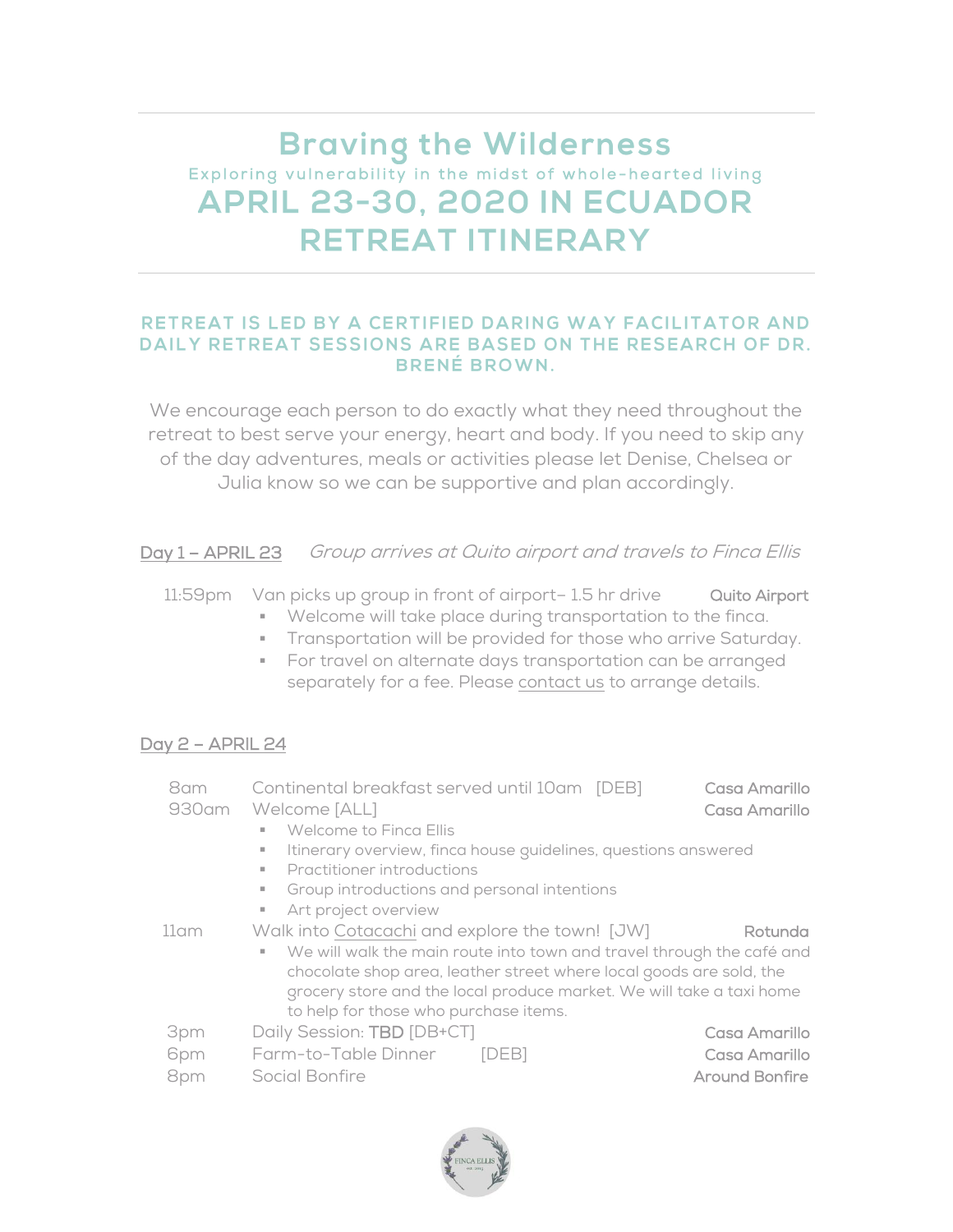# Braving the Wilderness

### Exploring vulnerability in the midst of whole-hearted living

# APRIL 23-30, 2020 IN ECUADOR
# RETREAT ITINERARY

**RETREAT IS LED BY A CERTIFIED DARING WAY FACILITATOR AND DAILY RETREAT SESSIONS ARE BASED ON THE RESEARCH OF DR. BRENÉ BROWN.**

We encourage each person to do exactly what they need throughout the retreat to best serve your energy, heart and body. If you need to skip any of the day adventures, meals or activities please let Denise, Chelsea or Julia know so we can be supportive and plan accordingly.

## Day 1 – APRIL 23 *Group arrives at Quito airport and travels to Finca Ellis*

11:59pm Van picks up group in front of airport– 1.5 hr drive **Quito Airport**

- Welcome will take place during transportation to the finca.
- Transportation will be provided for those who arrive Saturday.
- For travel on alternate days transportation can be arranged separately for a fee. Please contact us to arrange details.

## Day 2 – APRIL 24

8am Continental breakfast served until 10am [DEB] **Casa Amarillo**

930am Welcome [ALL] **Casa Amarillo**

- Welcome to Finca Ellis
- Itinerary overview, finca house guidelines, questions answered
- Practitioner introductions
- Group introductions and personal intentions
- Art project overview

11am Walk into Cotacachi and explore the town! [JW] **Rotunda**

- We will walk the main route into town and travel through the café and chocolate shop area, leather street where local goods are sold, the grocery store and the local produce market. We will take a taxi home to help for those who purchase items.

3pm Daily Session: **TBD** [DB+CT] **Casa Amarillo**

6pm Farm-to-Table Dinner [DEB] **Casa Amarillo**

8pm Social Bonfire **Around Bonfire**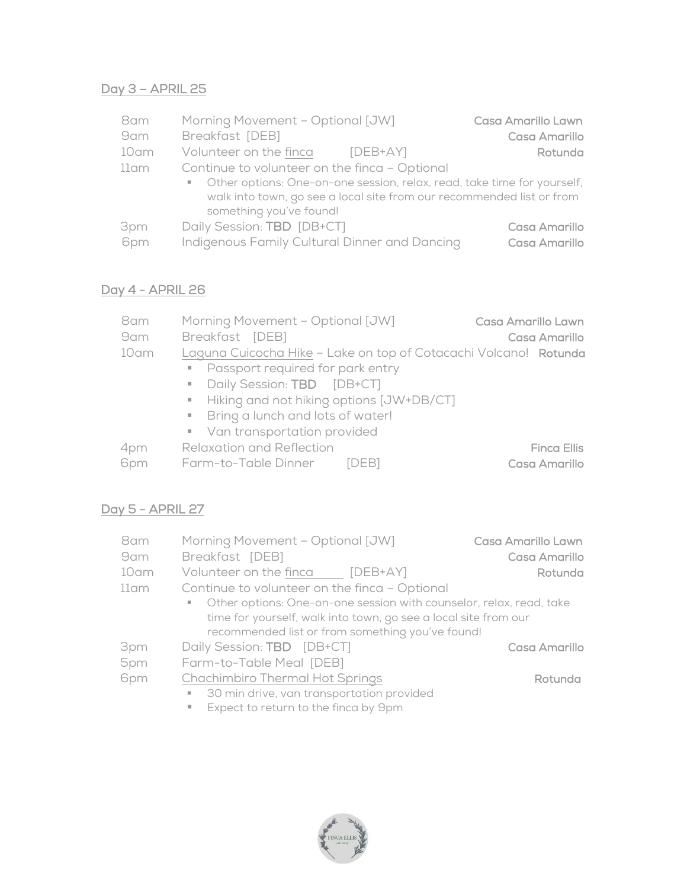## Day 3 – APRIL 25

| | | |
|---|---|---|
| 8am | Morning Movement – Optional [JW] | **Casa Amarillo Lawn** |
| 9am | Breakfast [DEB] | **Casa Amarillo** |
| 10am | Volunteer on the finca [DEB+AY] | **Rotunda** |
| 11am | Continue to volunteer on the finca – Optional<br>▪ Other options: One-on-one session, relax, read, take time for yourself, walk into town, go see a local site from our recommended list or from something you've found! | |
| 3pm | Daily Session: **TBD** [DB+CT] | **Casa Amarillo** |
| 6pm | Indigenous Family Cultural Dinner and Dancing | **Casa Amarillo** |

## Day 4 - APRIL 26

| | | |
|---|---|---|
| 8am | Morning Movement – Optional [JW] | **Casa Amarillo Lawn** |
| 9am | Breakfast [DEB] | **Casa Amarillo** |
| 10am | Laguna Cuicocha Hike – Lake on top of Cotacachi Volcano!<br>▪ Passport required for park entry<br>▪ Daily Session: **TBD** [DB+CT]<br>▪ Hiking and not hiking options [JW+DB/CT]<br>▪ Bring a lunch and lots of water!<br>▪ Van transportation provided | **Rotunda** |
| 4pm | Relaxation and Reflection | **Finca Ellis** |
| 6pm | Farm-to-Table Dinner [DEB] | **Casa Amarillo** |

## Day 5 - APRIL 27

| | | |
|---|---|---|
| 8am | Morning Movement – Optional [JW] | **Casa Amarillo Lawn** |
| 9am | Breakfast [DEB] | **Casa Amarillo** |
| 10am | Volunteer on the finca [DEB+AY] | **Rotunda** |
| 11am | Continue to volunteer on the finca – Optional<br>▪ Other options: One-on-one session with counselor, relax, read, take time for yourself, walk into town, go see a local site from our recommended list or from something you've found! | |
| 3pm | Daily Session: **TBD** [DB+CT] | **Casa Amarillo** |
| 5pm | Farm-to-Table Meal [DEB] | |
| 6pm | Chachimbiro Thermal Hot Springs<br>▪ 30 min drive, van transportation provided<br>▪ Expect to return to the finca by 9pm | **Rotunda** |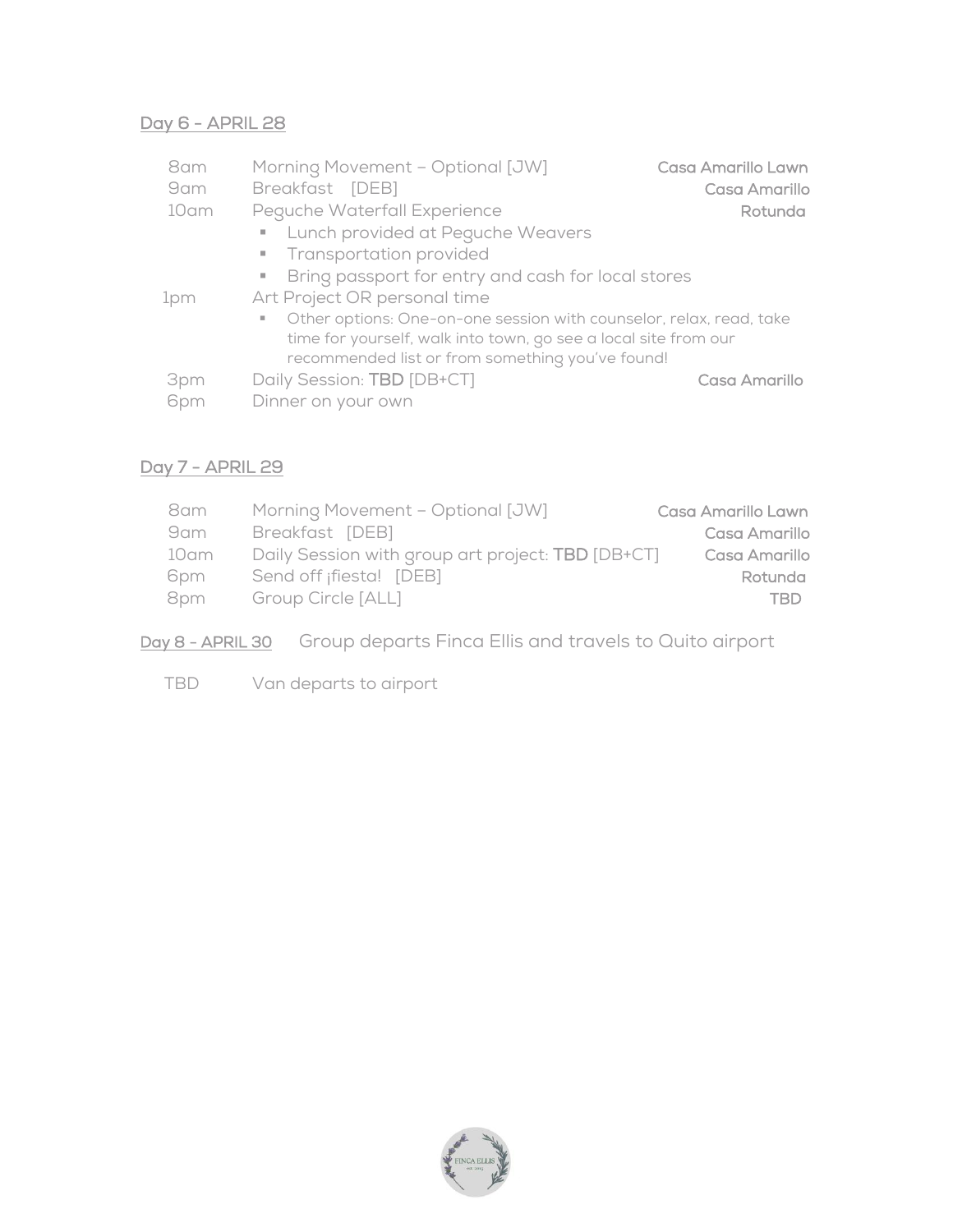## <u>Day 6 - APRIL 28</u>

| | | |
|---|---|---|
| 8am | Morning Movement – Optional [JW] | **Casa Amarillo Lawn** |
| 9am | Breakfast [DEB] | **Casa Amarillo** |
| 10am | Peguche Waterfall Experience<br>▪ Lunch provided at Peguche Weavers<br>▪ Transportation provided<br>▪ Bring passport for entry and cash for local stores | **Rotunda** |
| 1pm | Art Project OR personal time<br>▪ Other options: One-on-one session with counselor, relax, read, take time for yourself, walk into town, go see a local site from our recommended list or from something you've found! | |
| 3pm | Daily Session: **TBD** [DB+CT] | **Casa Amarillo** |
| 6pm | Dinner on your own | |

## <u>Day 7 - APRIL 29</u>

| | | |
|---|---|---|
| 8am | Morning Movement – Optional [JW] | **Casa Amarillo Lawn** |
| 9am | Breakfast [DEB] | **Casa Amarillo** |
| 10am | Daily Session with group art project: **TBD** [DB+CT] | **Casa Amarillo** |
| 6pm | Send off ¡fiesta! [DEB] | **Rotunda** |
| 8pm | Group Circle [ALL] | **TBD** |

**<u>Day 8 - APRIL 30</u>** Group departs Finca Ellis and travels to Quito airport

TBD Van departs to airport